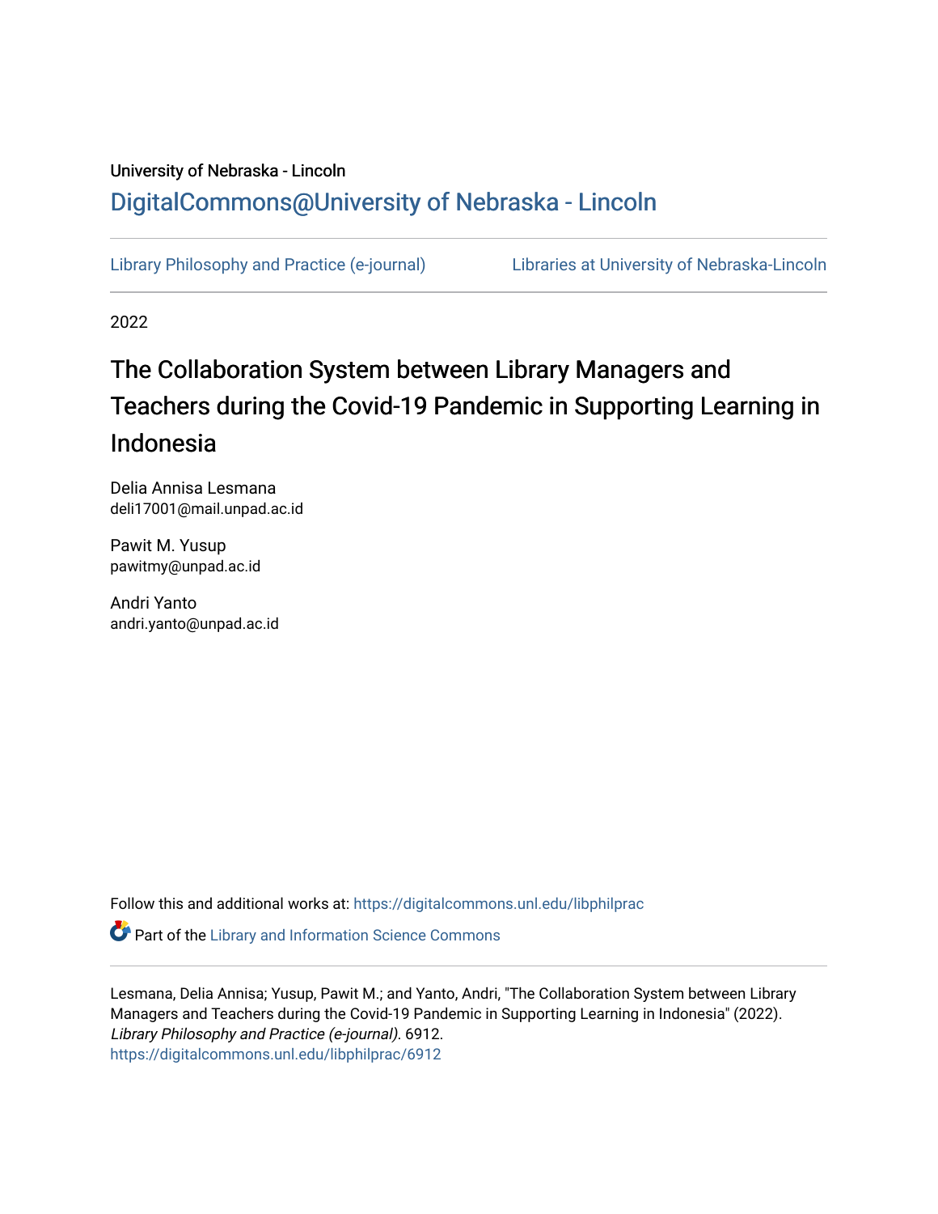University of Nebraska - Lincoln

DigitalCommons@University of Nebraska - Lincoln

Library Philosophy and Practice (e-journal)

Libraries at University of Nebraska-Lincoln

2022

# The Collaboration System between Library Managers and Teachers during the Covid-19 Pandemic in Supporting Learning in Indonesia

Delia Annisa Lesmana
deli17001@mail.unpad.ac.id

Pawit M. Yusup
pawitmy@unpad.ac.id

Andri Yanto
andri.yanto@unpad.ac.id

Follow this and additional works at: https://digitalcommons.unl.edu/libphilprac

Part of the Library and Information Science Commons

Lesmana, Delia Annisa; Yusup, Pawit M.; and Yanto, Andri, "The Collaboration System between Library Managers and Teachers during the Covid-19 Pandemic in Supporting Learning in Indonesia" (2022). *Library Philosophy and Practice (e-journal)*. 6912.
https://digitalcommons.unl.edu/libphilprac/6912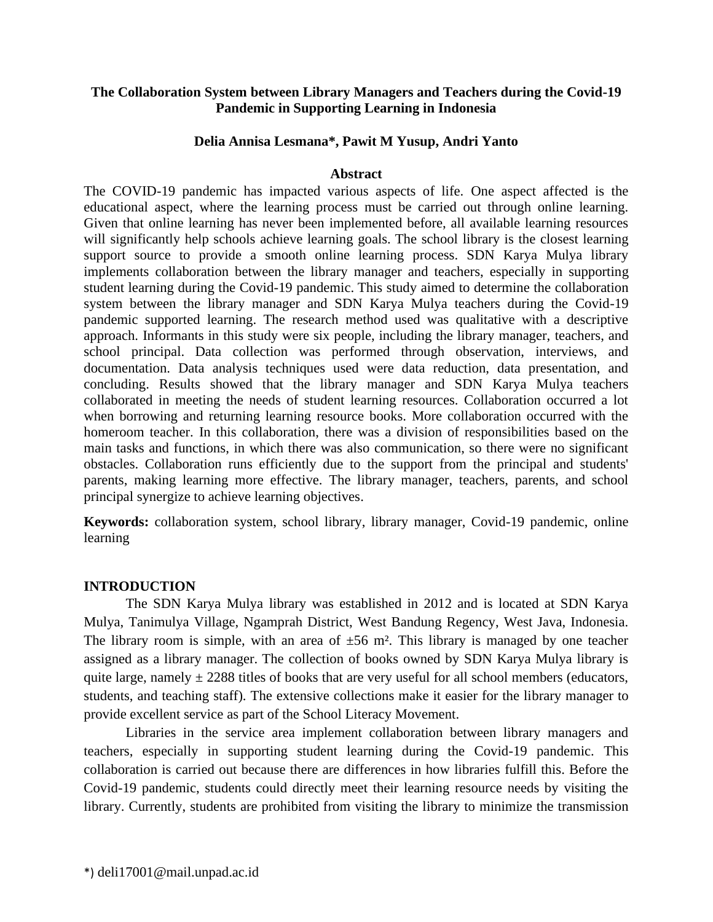# The Collaboration System between Library Managers and Teachers during the Covid-19 Pandemic in Supporting Learning in Indonesia

**Delia Annisa Lesmana*, Pawit M Yusup, Andri Yanto**

## Abstract

The COVID-19 pandemic has impacted various aspects of life. One aspect affected is the educational aspect, where the learning process must be carried out through online learning. Given that online learning has never been implemented before, all available learning resources will significantly help schools achieve learning goals. The school library is the closest learning support source to provide a smooth online learning process. SDN Karya Mulya library implements collaboration between the library manager and teachers, especially in supporting student learning during the Covid-19 pandemic. This study aimed to determine the collaboration system between the library manager and SDN Karya Mulya teachers during the Covid-19 pandemic supported learning. The research method used was qualitative with a descriptive approach. Informants in this study were six people, including the library manager, teachers, and school principal. Data collection was performed through observation, interviews, and documentation. Data analysis techniques used were data reduction, data presentation, and concluding. Results showed that the library manager and SDN Karya Mulya teachers collaborated in meeting the needs of student learning resources. Collaboration occurred a lot when borrowing and returning learning resource books. More collaboration occurred with the homeroom teacher. In this collaboration, there was a division of responsibilities based on the main tasks and functions, in which there was also communication, so there were no significant obstacles. Collaboration runs efficiently due to the support from the principal and students' parents, making learning more effective. The library manager, teachers, parents, and school principal synergize to achieve learning objectives.

**Keywords:** collaboration system, school library, library manager, Covid-19 pandemic, online learning

## INTRODUCTION

The SDN Karya Mulya library was established in 2012 and is located at SDN Karya Mulya, Tanimulya Village, Ngamprah District, West Bandung Regency, West Java, Indonesia. The library room is simple, with an area of ±56 m². This library is managed by one teacher assigned as a library manager. The collection of books owned by SDN Karya Mulya library is quite large, namely ± 2288 titles of books that are very useful for all school members (educators, students, and teaching staff). The extensive collections make it easier for the library manager to provide excellent service as part of the School Literacy Movement.

Libraries in the service area implement collaboration between library managers and teachers, especially in supporting student learning during the Covid-19 pandemic. This collaboration is carried out because there are differences in how libraries fulfill this. Before the Covid-19 pandemic, students could directly meet their learning resource needs by visiting the library. Currently, students are prohibited from visiting the library to minimize the transmission

*) deli17001@mail.unpad.ac.id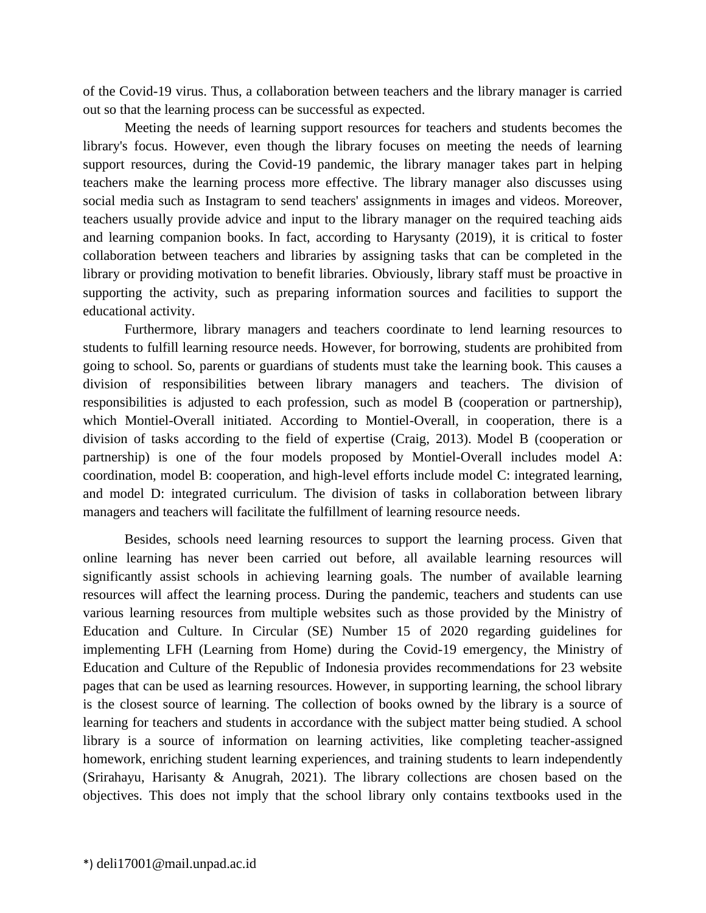of the Covid-19 virus. Thus, a collaboration between teachers and the library manager is carried out so that the learning process can be successful as expected.

Meeting the needs of learning support resources for teachers and students becomes the library's focus. However, even though the library focuses on meeting the needs of learning support resources, during the Covid-19 pandemic, the library manager takes part in helping teachers make the learning process more effective. The library manager also discusses using social media such as Instagram to send teachers' assignments in images and videos. Moreover, teachers usually provide advice and input to the library manager on the required teaching aids and learning companion books. In fact, according to Harysanty (2019), it is critical to foster collaboration between teachers and libraries by assigning tasks that can be completed in the library or providing motivation to benefit libraries. Obviously, library staff must be proactive in supporting the activity, such as preparing information sources and facilities to support the educational activity.

Furthermore, library managers and teachers coordinate to lend learning resources to students to fulfill learning resource needs. However, for borrowing, students are prohibited from going to school. So, parents or guardians of students must take the learning book. This causes a division of responsibilities between library managers and teachers. The division of responsibilities is adjusted to each profession, such as model B (cooperation or partnership), which Montiel-Overall initiated. According to Montiel-Overall, in cooperation, there is a division of tasks according to the field of expertise (Craig, 2013). Model B (cooperation or partnership) is one of the four models proposed by Montiel-Overall includes model A: coordination, model B: cooperation, and high-level efforts include model C: integrated learning, and model D: integrated curriculum. The division of tasks in collaboration between library managers and teachers will facilitate the fulfillment of learning resource needs.

Besides, schools need learning resources to support the learning process. Given that online learning has never been carried out before, all available learning resources will significantly assist schools in achieving learning goals. The number of available learning resources will affect the learning process. During the pandemic, teachers and students can use various learning resources from multiple websites such as those provided by the Ministry of Education and Culture. In Circular (SE) Number 15 of 2020 regarding guidelines for implementing LFH (Learning from Home) during the Covid-19 emergency, the Ministry of Education and Culture of the Republic of Indonesia provides recommendations for 23 website pages that can be used as learning resources. However, in supporting learning, the school library is the closest source of learning. The collection of books owned by the library is a source of learning for teachers and students in accordance with the subject matter being studied. A school library is a source of information on learning activities, like completing teacher-assigned homework, enriching student learning experiences, and training students to learn independently (Srirahayu, Harisanty & Anugrah, 2021). The library collections are chosen based on the objectives. This does not imply that the school library only contains textbooks used in the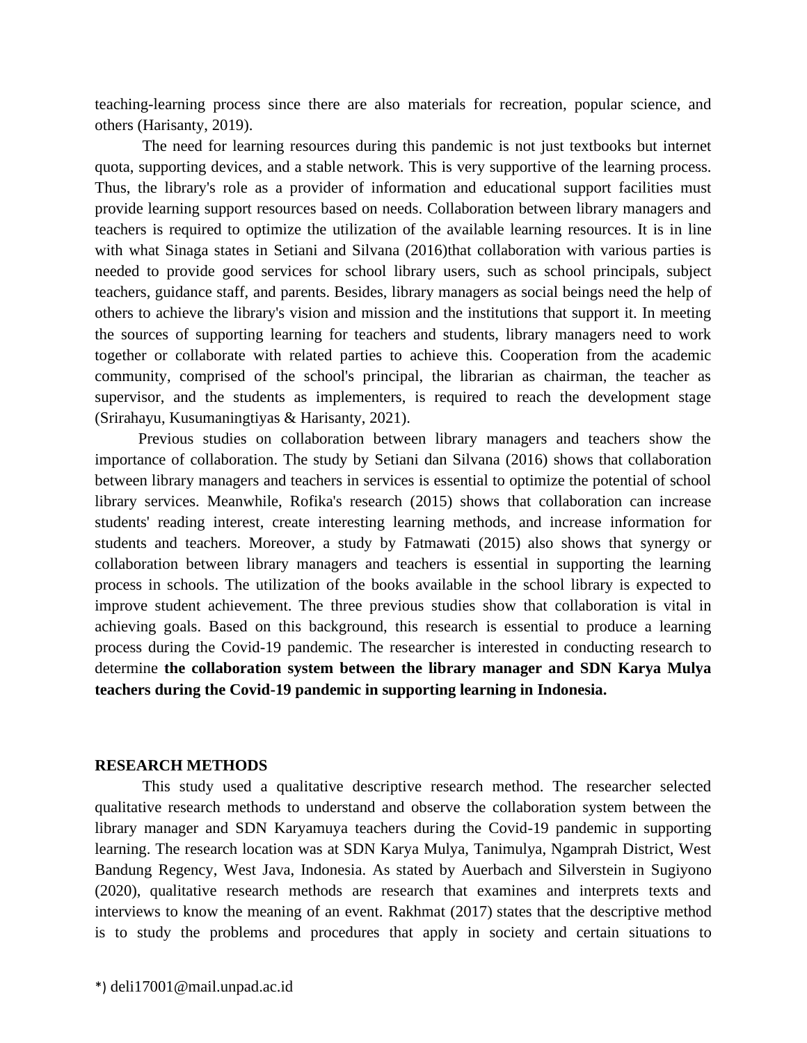teaching-learning process since there are also materials for recreation, popular science, and others (Harisanty, 2019).

The need for learning resources during this pandemic is not just textbooks but internet quota, supporting devices, and a stable network. This is very supportive of the learning process. Thus, the library's role as a provider of information and educational support facilities must provide learning support resources based on needs. Collaboration between library managers and teachers is required to optimize the utilization of the available learning resources. It is in line with what Sinaga states in Setiani and Silvana (2016)that collaboration with various parties is needed to provide good services for school library users, such as school principals, subject teachers, guidance staff, and parents. Besides, library managers as social beings need the help of others to achieve the library's vision and mission and the institutions that support it. In meeting the sources of supporting learning for teachers and students, library managers need to work together or collaborate with related parties to achieve this. Cooperation from the academic community, comprised of the school's principal, the librarian as chairman, the teacher as supervisor, and the students as implementers, is required to reach the development stage (Srirahayu, Kusumaningtiyas & Harisanty, 2021).

Previous studies on collaboration between library managers and teachers show the importance of collaboration. The study by Setiani dan Silvana (2016) shows that collaboration between library managers and teachers in services is essential to optimize the potential of school library services. Meanwhile, Rofika's research (2015) shows that collaboration can increase students' reading interest, create interesting learning methods, and increase information for students and teachers. Moreover, a study by Fatmawati (2015) also shows that synergy or collaboration between library managers and teachers is essential in supporting the learning process in schools. The utilization of the books available in the school library is expected to improve student achievement. The three previous studies show that collaboration is vital in achieving goals. Based on this background, this research is essential to produce a learning process during the Covid-19 pandemic. The researcher is interested in conducting research to determine **the collaboration system between the library manager and SDN Karya Mulya teachers during the Covid-19 pandemic in supporting learning in Indonesia.**

## RESEARCH METHODS

This study used a qualitative descriptive research method. The researcher selected qualitative research methods to understand and observe the collaboration system between the library manager and SDN Karyamuya teachers during the Covid-19 pandemic in supporting learning. The research location was at SDN Karya Mulya, Tanimulya, Ngamprah District, West Bandung Regency, West Java, Indonesia. As stated by Auerbach and Silverstein in Sugiyono (2020), qualitative research methods are research that examines and interprets texts and interviews to know the meaning of an event. Rakhmat (2017) states that the descriptive method is to study the problems and procedures that apply in society and certain situations to

*) deli17001@mail.unpad.ac.id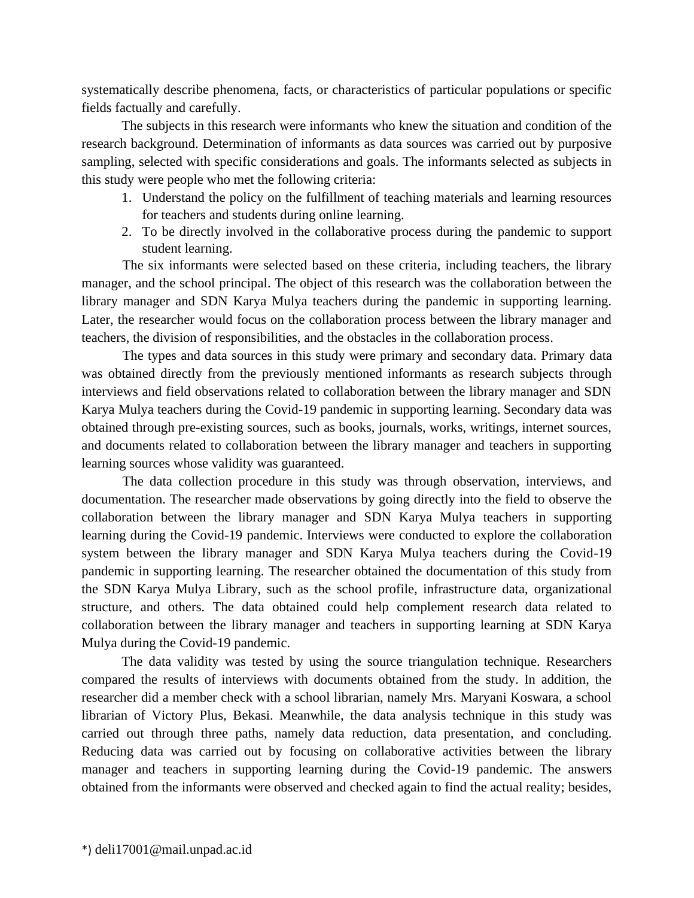systematically describe phenomena, facts, or characteristics of particular populations or specific fields factually and carefully.

The subjects in this research were informants who knew the situation and condition of the research background. Determination of informants as data sources was carried out by purposive sampling, selected with specific considerations and goals. The informants selected as subjects in this study were people who met the following criteria:

1. Understand the policy on the fulfillment of teaching materials and learning resources for teachers and students during online learning.
2. To be directly involved in the collaborative process during the pandemic to support student learning.

The six informants were selected based on these criteria, including teachers, the library manager, and the school principal. The object of this research was the collaboration between the library manager and SDN Karya Mulya teachers during the pandemic in supporting learning. Later, the researcher would focus on the collaboration process between the library manager and teachers, the division of responsibilities, and the obstacles in the collaboration process.

The types and data sources in this study were primary and secondary data. Primary data was obtained directly from the previously mentioned informants as research subjects through interviews and field observations related to collaboration between the library manager and SDN Karya Mulya teachers during the Covid-19 pandemic in supporting learning. Secondary data was obtained through pre-existing sources, such as books, journals, works, writings, internet sources, and documents related to collaboration between the library manager and teachers in supporting learning sources whose validity was guaranteed.

The data collection procedure in this study was through observation, interviews, and documentation. The researcher made observations by going directly into the field to observe the collaboration between the library manager and SDN Karya Mulya teachers in supporting learning during the Covid-19 pandemic. Interviews were conducted to explore the collaboration system between the library manager and SDN Karya Mulya teachers during the Covid-19 pandemic in supporting learning. The researcher obtained the documentation of this study from the SDN Karya Mulya Library, such as the school profile, infrastructure data, organizational structure, and others. The data obtained could help complement research data related to collaboration between the library manager and teachers in supporting learning at SDN Karya Mulya during the Covid-19 pandemic.

The data validity was tested by using the source triangulation technique. Researchers compared the results of interviews with documents obtained from the study. In addition, the researcher did a member check with a school librarian, namely Mrs. Maryani Koswara, a school librarian of Victory Plus, Bekasi. Meanwhile, the data analysis technique in this study was carried out through three paths, namely data reduction, data presentation, and concluding. Reducing data was carried out by focusing on collaborative activities between the library manager and teachers in supporting learning during the Covid-19 pandemic. The answers obtained from the informants were observed and checked again to find the actual reality; besides,

*) deli17001@mail.unpad.ac.id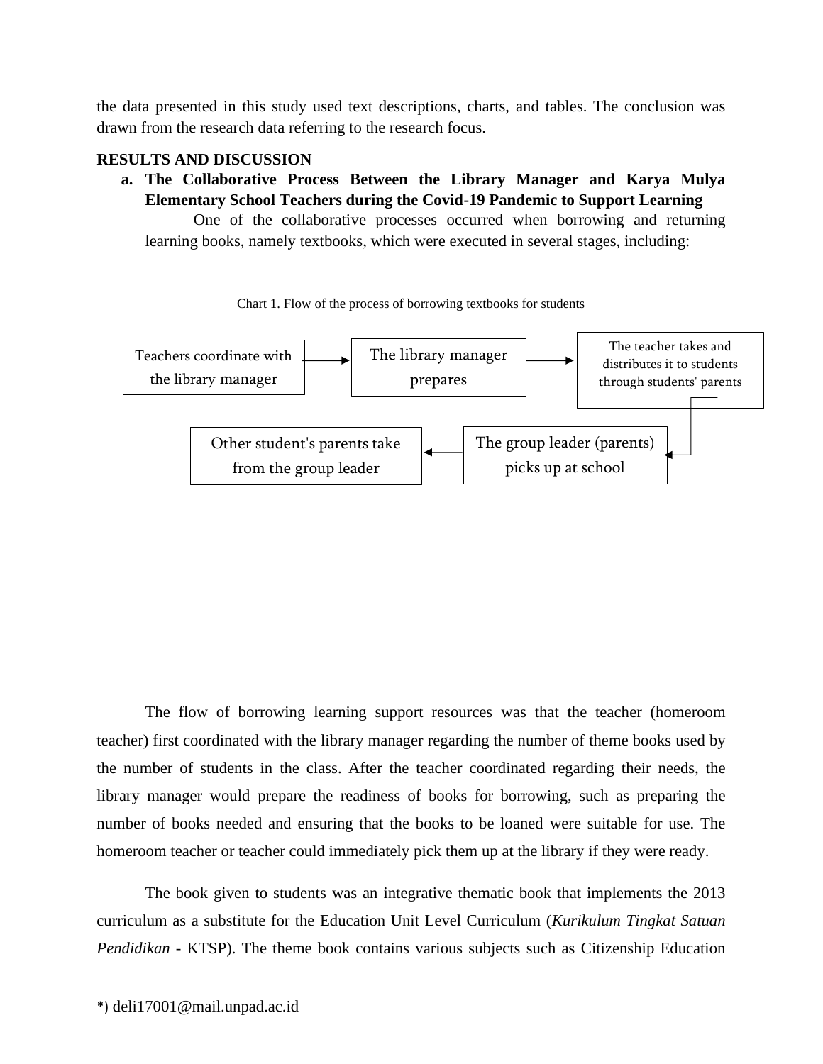the data presented in this study used text descriptions, charts, and tables. The conclusion was drawn from the research data referring to the research focus.

## RESULTS AND DISCUSSION

### a. The Collaborative Process Between the Library Manager and Karya Mulya Elementary School Teachers during the Covid-19 Pandemic to Support Learning

One of the collaborative processes occurred when borrowing and returning learning books, namely textbooks, which were executed in several stages, including:

Chart 1. Flow of the process of borrowing textbooks for students

Teachers coordinate with the library manager → The library manager prepares → The teacher takes and distributes it to students through students' parents → The group leader (parents) picks up at school → Other student's parents take from the group leader

The flow of borrowing learning support resources was that the teacher (homeroom teacher) first coordinated with the library manager regarding the number of theme books used by the number of students in the class. After the teacher coordinated regarding their needs, the library manager would prepare the readiness of books for borrowing, such as preparing the number of books needed and ensuring that the books to be loaned were suitable for use. The homeroom teacher or teacher could immediately pick them up at the library if they were ready.

The book given to students was an integrative thematic book that implements the 2013 curriculum as a substitute for the Education Unit Level Curriculum (*Kurikulum Tingkat Satuan Pendidikan* - KTSP). The theme book contains various subjects such as Citizenship Education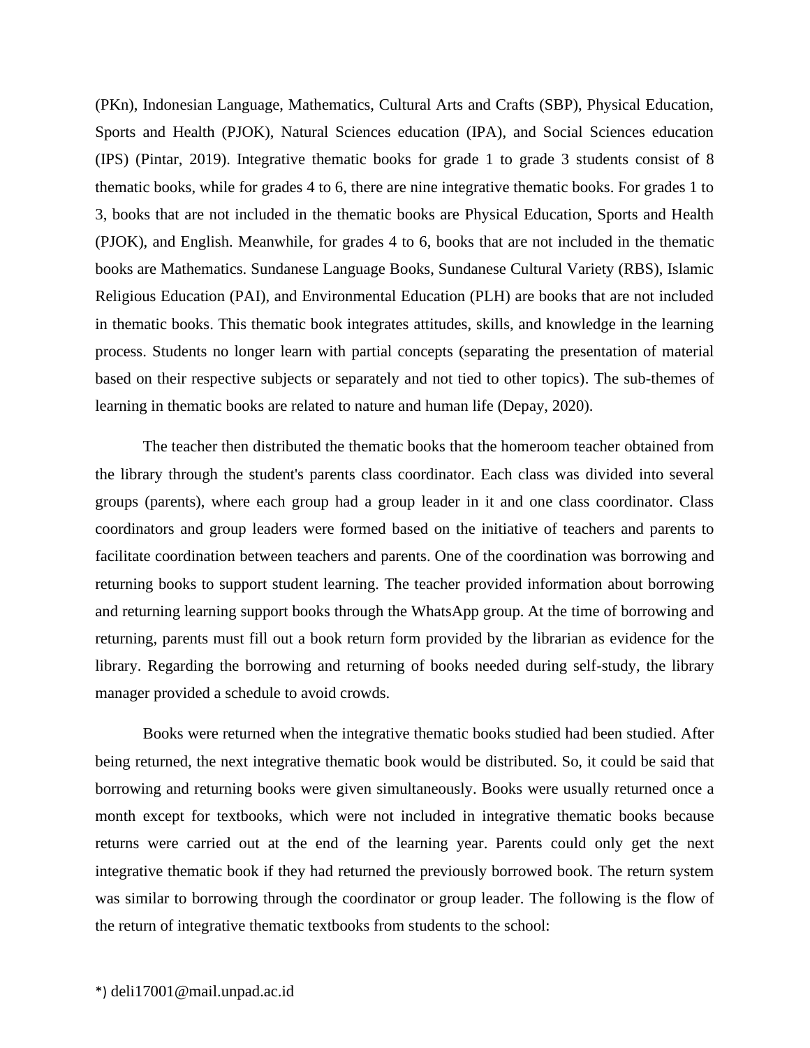(PKn), Indonesian Language, Mathematics, Cultural Arts and Crafts (SBP), Physical Education, Sports and Health (PJOK), Natural Sciences education (IPA), and Social Sciences education (IPS) (Pintar, 2019). Integrative thematic books for grade 1 to grade 3 students consist of 8 thematic books, while for grades 4 to 6, there are nine integrative thematic books. For grades 1 to 3, books that are not included in the thematic books are Physical Education, Sports and Health (PJOK), and English. Meanwhile, for grades 4 to 6, books that are not included in the thematic books are Mathematics. Sundanese Language Books, Sundanese Cultural Variety (RBS), Islamic Religious Education (PAI), and Environmental Education (PLH) are books that are not included in thematic books. This thematic book integrates attitudes, skills, and knowledge in the learning process. Students no longer learn with partial concepts (separating the presentation of material based on their respective subjects or separately and not tied to other topics). The sub-themes of learning in thematic books are related to nature and human life (Depay, 2020).

The teacher then distributed the thematic books that the homeroom teacher obtained from the library through the student's parents class coordinator. Each class was divided into several groups (parents), where each group had a group leader in it and one class coordinator. Class coordinators and group leaders were formed based on the initiative of teachers and parents to facilitate coordination between teachers and parents. One of the coordination was borrowing and returning books to support student learning. The teacher provided information about borrowing and returning learning support books through the WhatsApp group. At the time of borrowing and returning, parents must fill out a book return form provided by the librarian as evidence for the library. Regarding the borrowing and returning of books needed during self-study, the library manager provided a schedule to avoid crowds.

Books were returned when the integrative thematic books studied had been studied. After being returned, the next integrative thematic book would be distributed. So, it could be said that borrowing and returning books were given simultaneously. Books were usually returned once a month except for textbooks, which were not included in integrative thematic books because returns were carried out at the end of the learning year. Parents could only get the next integrative thematic book if they had returned the previously borrowed book. The return system was similar to borrowing through the coordinator or group leader. The following is the flow of the return of integrative thematic textbooks from students to the school:

*) deli17001@mail.unpad.ac.id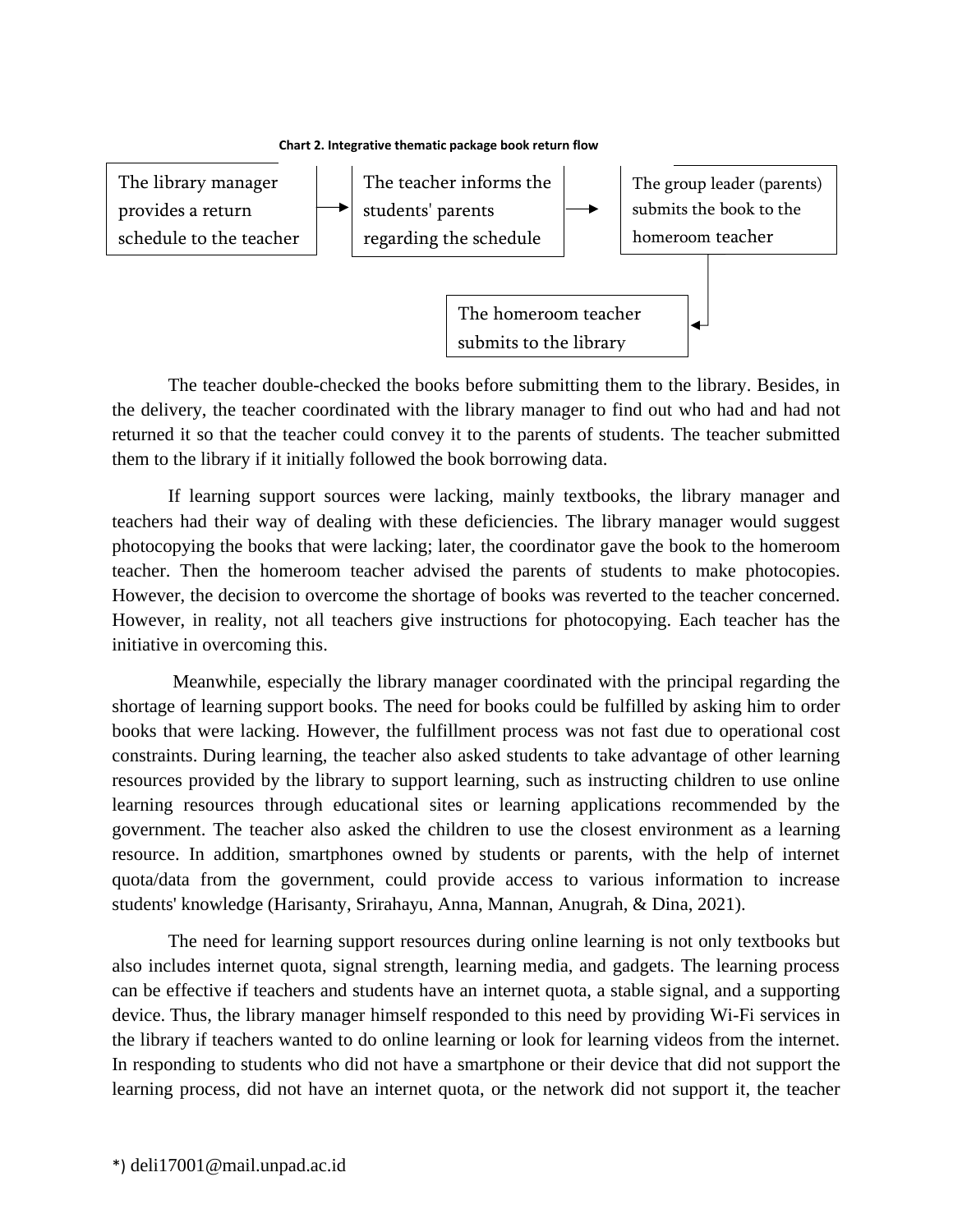**Chart 2. Integrative thematic package book return flow**

The library manager provides a return schedule to the teacher → The teacher informs the students' parents regarding the schedule → The group leader (parents) submits the book to the homeroom teacher → The homeroom teacher submits to the library

The teacher double-checked the books before submitting them to the library. Besides, in the delivery, the teacher coordinated with the library manager to find out who had and had not returned it so that the teacher could convey it to the parents of students. The teacher submitted them to the library if it initially followed the book borrowing data.

If learning support sources were lacking, mainly textbooks, the library manager and teachers had their way of dealing with these deficiencies. The library manager would suggest photocopying the books that were lacking; later, the coordinator gave the book to the homeroom teacher. Then the homeroom teacher advised the parents of students to make photocopies. However, the decision to overcome the shortage of books was reverted to the teacher concerned. However, in reality, not all teachers give instructions for photocopying. Each teacher has the initiative in overcoming this.

Meanwhile, especially the library manager coordinated with the principal regarding the shortage of learning support books. The need for books could be fulfilled by asking him to order books that were lacking. However, the fulfillment process was not fast due to operational cost constraints. During learning, the teacher also asked students to take advantage of other learning resources provided by the library to support learning, such as instructing children to use online learning resources through educational sites or learning applications recommended by the government. The teacher also asked the children to use the closest environment as a learning resource. In addition, smartphones owned by students or parents, with the help of internet quota/data from the government, could provide access to various information to increase students' knowledge (Harisanty, Srirahayu, Anna, Mannan, Anugrah, & Dina, 2021).

The need for learning support resources during online learning is not only textbooks but also includes internet quota, signal strength, learning media, and gadgets. The learning process can be effective if teachers and students have an internet quota, a stable signal, and a supporting device. Thus, the library manager himself responded to this need by providing Wi-Fi services in the library if teachers wanted to do online learning or look for learning videos from the internet. In responding to students who did not have a smartphone or their device that did not support the learning process, did not have an internet quota, or the network did not support it, the teacher

*) deli17001@mail.unpad.ac.id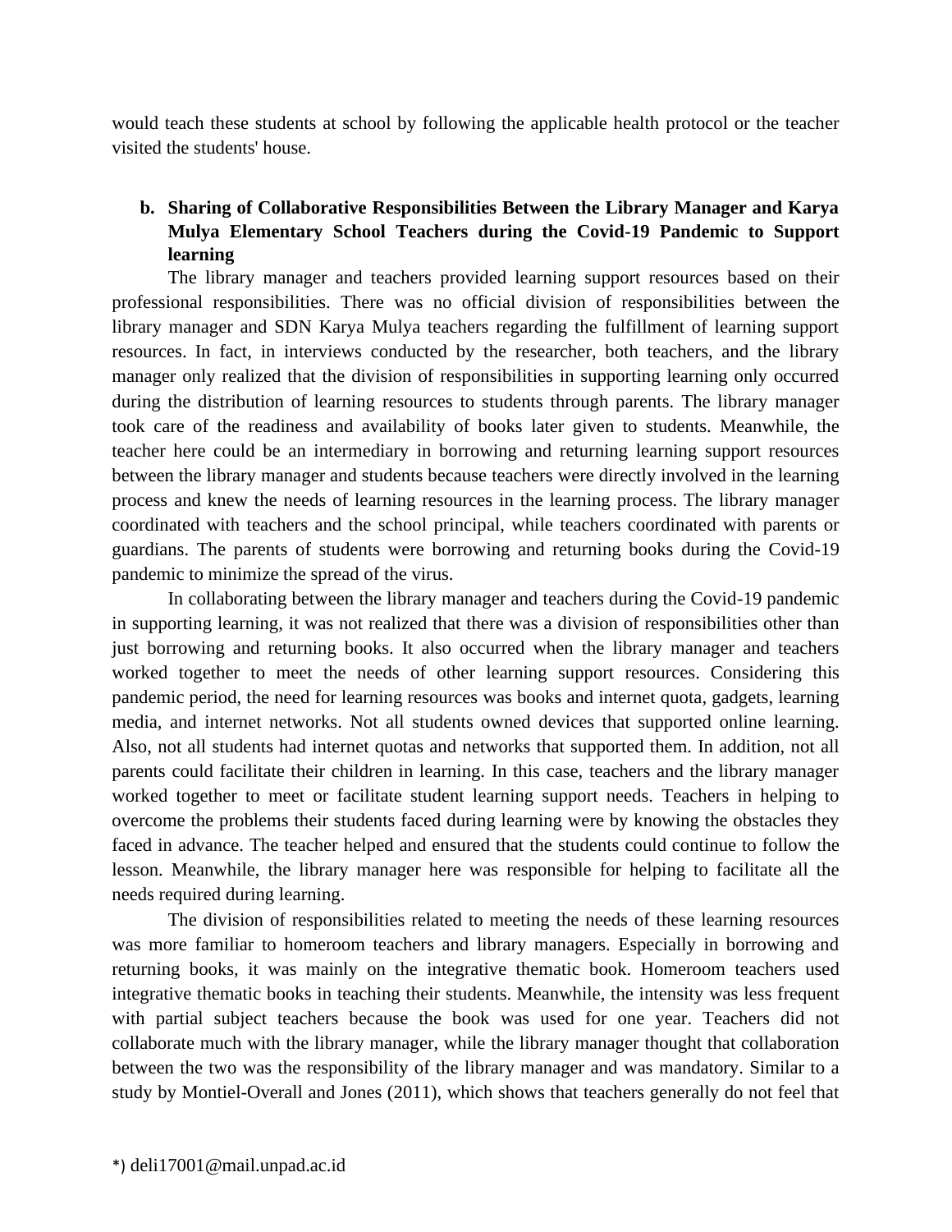would teach these students at school by following the applicable health protocol or the teacher visited the students' house.

**b. Sharing of Collaborative Responsibilities Between the Library Manager and Karya Mulya Elementary School Teachers during the Covid-19 Pandemic to Support learning**

The library manager and teachers provided learning support resources based on their professional responsibilities. There was no official division of responsibilities between the library manager and SDN Karya Mulya teachers regarding the fulfillment of learning support resources. In fact, in interviews conducted by the researcher, both teachers, and the library manager only realized that the division of responsibilities in supporting learning only occurred during the distribution of learning resources to students through parents. The library manager took care of the readiness and availability of books later given to students. Meanwhile, the teacher here could be an intermediary in borrowing and returning learning support resources between the library manager and students because teachers were directly involved in the learning process and knew the needs of learning resources in the learning process. The library manager coordinated with teachers and the school principal, while teachers coordinated with parents or guardians. The parents of students were borrowing and returning books during the Covid-19 pandemic to minimize the spread of the virus.

In collaborating between the library manager and teachers during the Covid-19 pandemic in supporting learning, it was not realized that there was a division of responsibilities other than just borrowing and returning books. It also occurred when the library manager and teachers worked together to meet the needs of other learning support resources. Considering this pandemic period, the need for learning resources was books and internet quota, gadgets, learning media, and internet networks. Not all students owned devices that supported online learning. Also, not all students had internet quotas and networks that supported them. In addition, not all parents could facilitate their children in learning. In this case, teachers and the library manager worked together to meet or facilitate student learning support needs. Teachers in helping to overcome the problems their students faced during learning were by knowing the obstacles they faced in advance. The teacher helped and ensured that the students could continue to follow the lesson. Meanwhile, the library manager here was responsible for helping to facilitate all the needs required during learning.

The division of responsibilities related to meeting the needs of these learning resources was more familiar to homeroom teachers and library managers. Especially in borrowing and returning books, it was mainly on the integrative thematic book. Homeroom teachers used integrative thematic books in teaching their students. Meanwhile, the intensity was less frequent with partial subject teachers because the book was used for one year. Teachers did not collaborate much with the library manager, while the library manager thought that collaboration between the two was the responsibility of the library manager and was mandatory. Similar to a study by Montiel-Overall and Jones (2011), which shows that teachers generally do not feel that

*) deli17001@mail.unpad.ac.id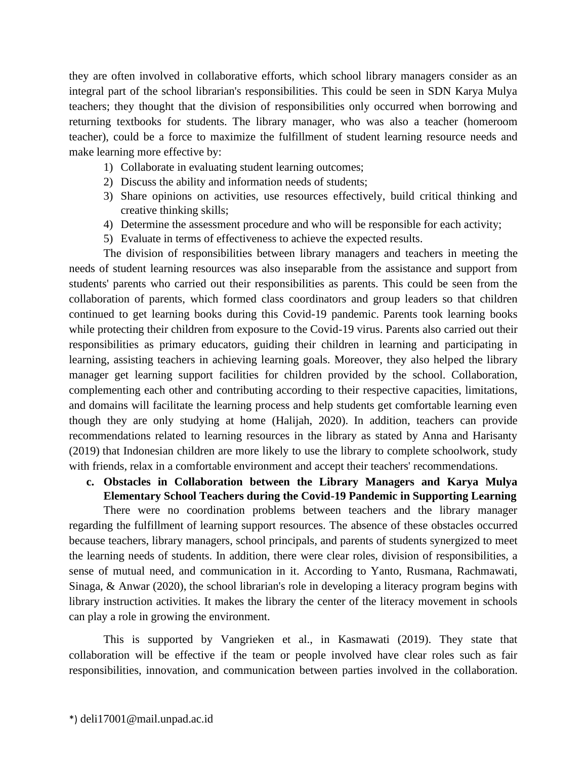they are often involved in collaborative efforts, which school library managers consider as an integral part of the school librarian's responsibilities. This could be seen in SDN Karya Mulya teachers; they thought that the division of responsibilities only occurred when borrowing and returning textbooks for students. The library manager, who was also a teacher (homeroom teacher), could be a force to maximize the fulfillment of student learning resource needs and make learning more effective by:

1) Collaborate in evaluating student learning outcomes;
2) Discuss the ability and information needs of students;
3) Share opinions on activities, use resources effectively, build critical thinking and creative thinking skills;
4) Determine the assessment procedure and who will be responsible for each activity;
5) Evaluate in terms of effectiveness to achieve the expected results.

The division of responsibilities between library managers and teachers in meeting the needs of student learning resources was also inseparable from the assistance and support from students' parents who carried out their responsibilities as parents. This could be seen from the collaboration of parents, which formed class coordinators and group leaders so that children continued to get learning books during this Covid-19 pandemic. Parents took learning books while protecting their children from exposure to the Covid-19 virus. Parents also carried out their responsibilities as primary educators, guiding their children in learning and participating in learning, assisting teachers in achieving learning goals. Moreover, they also helped the library manager get learning support facilities for children provided by the school. Collaboration, complementing each other and contributing according to their respective capacities, limitations, and domains will facilitate the learning process and help students get comfortable learning even though they are only studying at home (Halijah, 2020). In addition, teachers can provide recommendations related to learning resources in the library as stated by Anna and Harisanty (2019) that Indonesian children are more likely to use the library to complete schoolwork, study with friends, relax in a comfortable environment and accept their teachers' recommendations.

**c. Obstacles in Collaboration between the Library Managers and Karya Mulya Elementary School Teachers during the Covid-19 Pandemic in Supporting Learning**

There were no coordination problems between teachers and the library manager regarding the fulfillment of learning support resources. The absence of these obstacles occurred because teachers, library managers, school principals, and parents of students synergized to meet the learning needs of students. In addition, there were clear roles, division of responsibilities, a sense of mutual need, and communication in it. According to Yanto, Rusmana, Rachmawati, Sinaga, & Anwar (2020), the school librarian's role in developing a literacy program begins with library instruction activities. It makes the library the center of the literacy movement in schools can play a role in growing the environment.

This is supported by Vangrieken et al., in Kasmawati (2019). They state that collaboration will be effective if the team or people involved have clear roles such as fair responsibilities, innovation, and communication between parties involved in the collaboration.

*) deli17001@mail.unpad.ac.id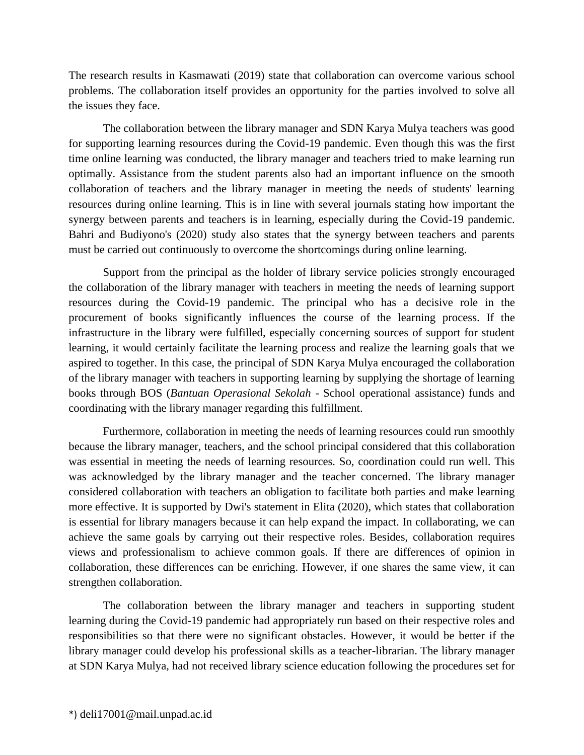The research results in Kasmawati (2019) state that collaboration can overcome various school problems. The collaboration itself provides an opportunity for the parties involved to solve all the issues they face.

The collaboration between the library manager and SDN Karya Mulya teachers was good for supporting learning resources during the Covid-19 pandemic. Even though this was the first time online learning was conducted, the library manager and teachers tried to make learning run optimally. Assistance from the student parents also had an important influence on the smooth collaboration of teachers and the library manager in meeting the needs of students' learning resources during online learning. This is in line with several journals stating how important the synergy between parents and teachers is in learning, especially during the Covid-19 pandemic. Bahri and Budiyono's (2020) study also states that the synergy between teachers and parents must be carried out continuously to overcome the shortcomings during online learning.

Support from the principal as the holder of library service policies strongly encouraged the collaboration of the library manager with teachers in meeting the needs of learning support resources during the Covid-19 pandemic. The principal who has a decisive role in the procurement of books significantly influences the course of the learning process. If the infrastructure in the library were fulfilled, especially concerning sources of support for student learning, it would certainly facilitate the learning process and realize the learning goals that we aspired to together. In this case, the principal of SDN Karya Mulya encouraged the collaboration of the library manager with teachers in supporting learning by supplying the shortage of learning books through BOS (*Bantuan Operasional Sekolah* - School operational assistance) funds and coordinating with the library manager regarding this fulfillment.

Furthermore, collaboration in meeting the needs of learning resources could run smoothly because the library manager, teachers, and the school principal considered that this collaboration was essential in meeting the needs of learning resources. So, coordination could run well. This was acknowledged by the library manager and the teacher concerned. The library manager considered collaboration with teachers an obligation to facilitate both parties and make learning more effective. It is supported by Dwi's statement in Elita (2020), which states that collaboration is essential for library managers because it can help expand the impact. In collaborating, we can achieve the same goals by carrying out their respective roles. Besides, collaboration requires views and professionalism to achieve common goals. If there are differences of opinion in collaboration, these differences can be enriching. However, if one shares the same view, it can strengthen collaboration.

The collaboration between the library manager and teachers in supporting student learning during the Covid-19 pandemic had appropriately run based on their respective roles and responsibilities so that there were no significant obstacles. However, it would be better if the library manager could develop his professional skills as a teacher-librarian. The library manager at SDN Karya Mulya, had not received library science education following the procedures set for

*) deli17001@mail.unpad.ac.id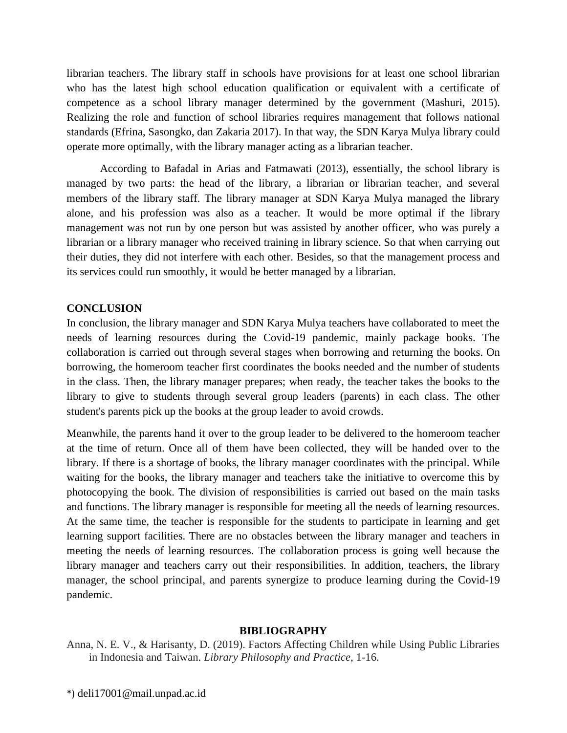librarian teachers. The library staff in schools have provisions for at least one school librarian who has the latest high school education qualification or equivalent with a certificate of competence as a school library manager determined by the government (Mashuri, 2015). Realizing the role and function of school libraries requires management that follows national standards (Efrina, Sasongko, dan Zakaria 2017). In that way, the SDN Karya Mulya library could operate more optimally, with the library manager acting as a librarian teacher.

According to Bafadal in Arias and Fatmawati (2013), essentially, the school library is managed by two parts: the head of the library, a librarian or librarian teacher, and several members of the library staff. The library manager at SDN Karya Mulya managed the library alone, and his profession was also as a teacher. It would be more optimal if the library management was not run by one person but was assisted by another officer, who was purely a librarian or a library manager who received training in library science. So that when carrying out their duties, they did not interfere with each other. Besides, so that the management process and its services could run smoothly, it would be better managed by a librarian.

## CONCLUSION

In conclusion, the library manager and SDN Karya Mulya teachers have collaborated to meet the needs of learning resources during the Covid-19 pandemic, mainly package books. The collaboration is carried out through several stages when borrowing and returning the books. On borrowing, the homeroom teacher first coordinates the books needed and the number of students in the class. Then, the library manager prepares; when ready, the teacher takes the books to the library to give to students through several group leaders (parents) in each class. The other student's parents pick up the books at the group leader to avoid crowds.

Meanwhile, the parents hand it over to the group leader to be delivered to the homeroom teacher at the time of return. Once all of them have been collected, they will be handed over to the library. If there is a shortage of books, the library manager coordinates with the principal. While waiting for the books, the library manager and teachers take the initiative to overcome this by photocopying the book. The division of responsibilities is carried out based on the main tasks and functions. The library manager is responsible for meeting all the needs of learning resources. At the same time, the teacher is responsible for the students to participate in learning and get learning support facilities. There are no obstacles between the library manager and teachers in meeting the needs of learning resources. The collaboration process is going well because the library manager and teachers carry out their responsibilities. In addition, teachers, the library manager, the school principal, and parents synergize to produce learning during the Covid-19 pandemic.

## BIBLIOGRAPHY

Anna, N. E. V., & Harisanty, D. (2019). Factors Affecting Children while Using Public Libraries in Indonesia and Taiwan. *Library Philosophy and Practice*, 1-16.

*) deli17001@mail.unpad.ac.id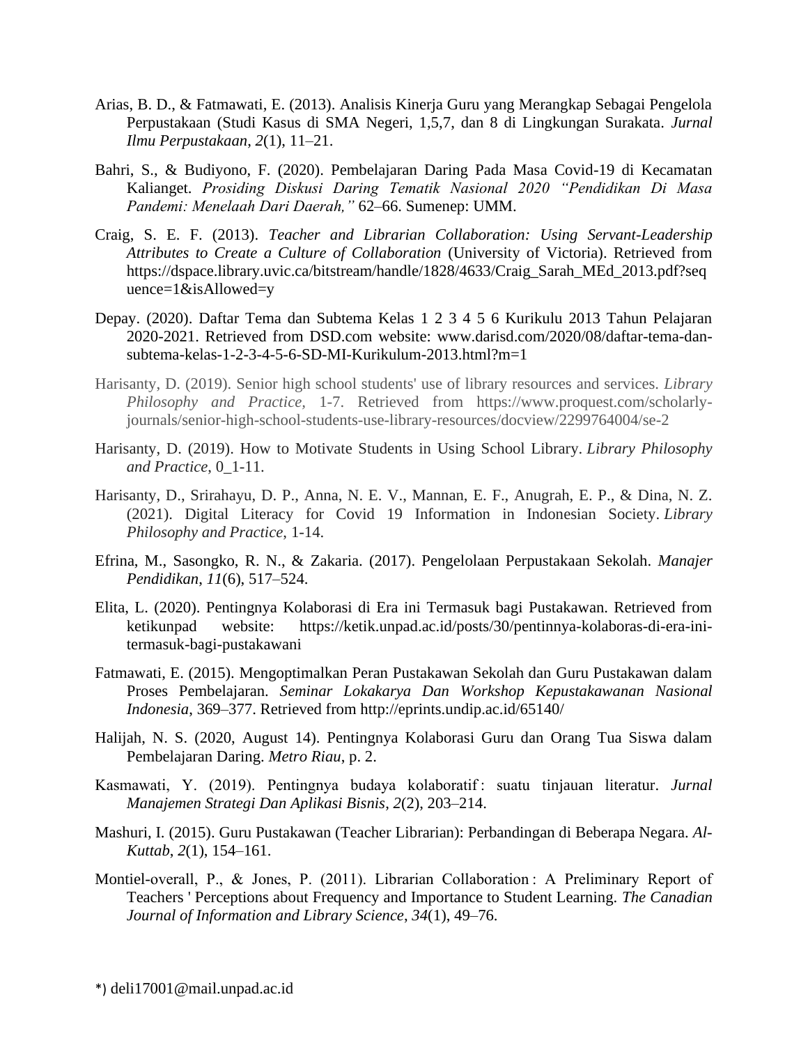Arias, B. D., & Fatmawati, E. (2013). Analisis Kinerja Guru yang Merangkap Sebagai Pengelola Perpustakaan (Studi Kasus di SMA Negeri, 1,5,7, dan 8 di Lingkungan Surakata. *Jurnal Ilmu Perpustakaan*, *2*(1), 11–21.

Bahri, S., & Budiyono, F. (2020). Pembelajaran Daring Pada Masa Covid-19 di Kecamatan Kalianget. *Prosiding Diskusi Daring Tematik Nasional 2020 "Pendidikan Di Masa Pandemi: Menelaah Dari Daerah,"* 62–66. Sumenep: UMM.

Craig, S. E. F. (2013). *Teacher and Librarian Collaboration: Using Servant-Leadership Attributes to Create a Culture of Collaboration* (University of Victoria). Retrieved from https://dspace.library.uvic.ca/bitstream/handle/1828/4633/Craig_Sarah_MEd_2013.pdf?sequence=1&isAllowed=y

Depay. (2020). Daftar Tema dan Subtema Kelas 1 2 3 4 5 6 Kurikulu 2013 Tahun Pelajaran 2020-2021. Retrieved from DSD.com website: www.darisd.com/2020/08/daftar-tema-dan-subtema-kelas-1-2-3-4-5-6-SD-MI-Kurikulum-2013.html?m=1

Harisanty, D. (2019). Senior high school students' use of library resources and services. *Library Philosophy and Practice*, 1-7. Retrieved from https://www.proquest.com/scholarly-journals/senior-high-school-students-use-library-resources/docview/2299764004/se-2

Harisanty, D. (2019). How to Motivate Students in Using School Library. *Library Philosophy and Practice*, 0_1-11.

Harisanty, D., Srirahayu, D. P., Anna, N. E. V., Mannan, E. F., Anugrah, E. P., & Dina, N. Z. (2021). Digital Literacy for Covid 19 Information in Indonesian Society. *Library Philosophy and Practice*, 1-14.

Efrina, M., Sasongko, R. N., & Zakaria. (2017). Pengelolaan Perpustakaan Sekolah. *Manajer Pendidikan*, *11*(6), 517–524.

Elita, L. (2020). Pentingnya Kolaborasi di Era ini Termasuk bagi Pustakawan. Retrieved from ketikunpad website: https://ketik.unpad.ac.id/posts/30/pentinnya-kolaboras-di-era-ini-termasuk-bagi-pustakawani

Fatmawati, E. (2015). Mengoptimalkan Peran Pustakawan Sekolah dan Guru Pustakawan dalam Proses Pembelajaran. *Seminar Lokakarya Dan Workshop Kepustakawanan Nasional Indonesia*, 369–377. Retrieved from http://eprints.undip.ac.id/65140/

Halijah, N. S. (2020, August 14). Pentingnya Kolaborasi Guru dan Orang Tua Siswa dalam Pembelajaran Daring. *Metro Riau*, p. 2.

Kasmawati, Y. (2019). Pentingnya budaya kolaboratif : suatu tinjauan literatur. *Jurnal Manajemen Strategi Dan Aplikasi Bisnis*, *2*(2), 203–214.

Mashuri, I. (2015). Guru Pustakawan (Teacher Librarian): Perbandingan di Beberapa Negara. *Al-Kuttab*, *2*(1), 154–161.

Montiel-overall, P., & Jones, P. (2011). Librarian Collaboration : A Preliminary Report of Teachers ' Perceptions about Frequency and Importance to Student Learning. *The Canadian Journal of Information and Library Science*, *34*(1), 49–76.

*) deli17001@mail.unpad.ac.id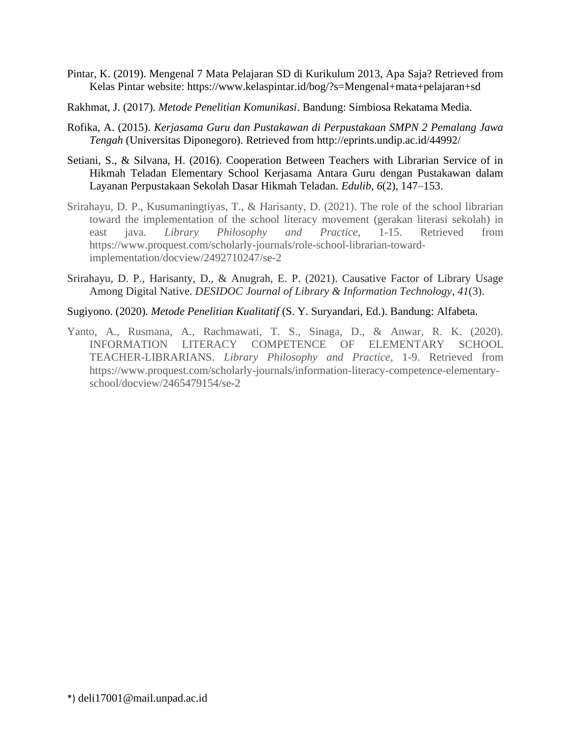Pintar, K. (2019). Mengenal 7 Mata Pelajaran SD di Kurikulum 2013, Apa Saja? Retrieved from Kelas Pintar website: https://www.kelaspintar.id/bog/?s=Mengenal+mata+pelajaran+sd

Rakhmat, J. (2017). *Metode Penelitian Komunikasi*. Bandung: Simbiosa Rekatama Media.

Rofika, A. (2015). *Kerjasama Guru dan Pustakawan di Perpustakaan SMPN 2 Pemalang Jawa Tengah* (Universitas Diponegoro). Retrieved from http://eprints.undip.ac.id/44992/

Setiani, S., & Silvana, H. (2016). Cooperation Between Teachers with Librarian Service of in Hikmah Teladan Elementary School Kerjasama Antara Guru dengan Pustakawan dalam Layanan Perpustakaan Sekolah Dasar Hikmah Teladan. *Edulib*, *6*(2), 147–153.

Srirahayu, D. P., Kusumaningtiyas, T., & Harisanty, D. (2021). The role of the school librarian toward the implementation of the school literacy movement (gerakan literasi sekolah) in east java. *Library Philosophy and Practice*, 1-15. Retrieved from https://www.proquest.com/scholarly-journals/role-school-librarian-toward-implementation/docview/2492710247/se-2

Srirahayu, D. P., Harisanty, D., & Anugrah, E. P. (2021). Causative Factor of Library Usage Among Digital Native. *DESIDOC Journal of Library & Information Technology*, *41*(3).

Sugiyono. (2020). *Metode Penelitian Kualitatif* (S. Y. Suryandari, Ed.). Bandung: Alfabeta.

Yanto, A., Rusmana, A., Rachmawati, T. S., Sinaga, D., & Anwar, R. K. (2020). INFORMATION LITERACY COMPETENCE OF ELEMENTARY SCHOOL TEACHER-LIBRARIANS. *Library Philosophy and Practice*, 1-9. Retrieved from https://www.proquest.com/scholarly-journals/information-literacy-competence-elementary-school/docview/2465479154/se-2

*) deli17001@mail.unpad.ac.id